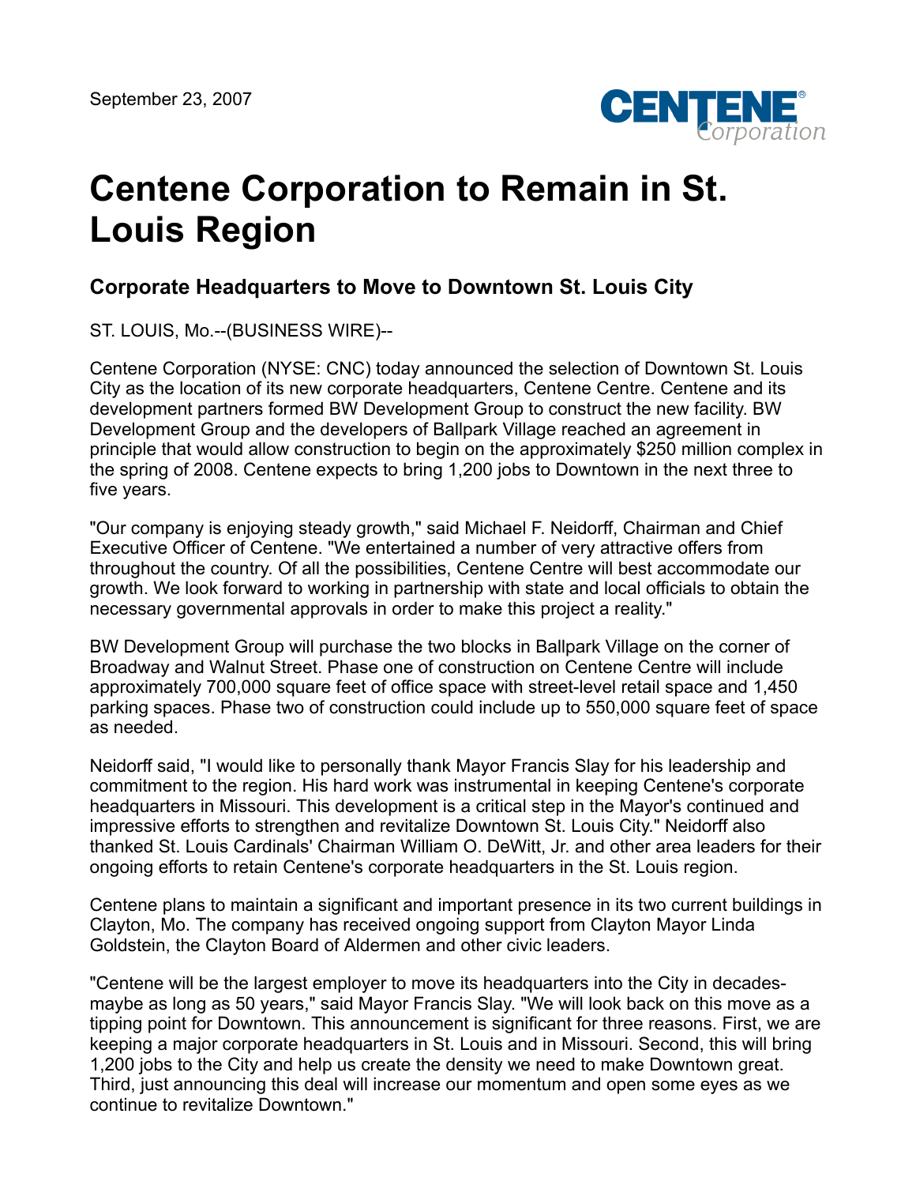September 23, 2007

# Centene Corporation to Remain in St. Louis Region

## Corporate Headquarters to Move to Downtown St. Louis City

ST. LOUIS, Mo.--(BUSINESS WIRE)--

Centene Corporation (NYSE: CNC) today announced the selection of Downtown St. Louis City as the location of its new corporate headquarters, Centene Centre. Centene and its development partners formed BW Development Group to construct the new facility. BW Development Group and the developers of Ballpark Village reached an agreement in principle that would allow construction to begin on the approximately $250 million complex in the spring of 2008. Centene expects to bring 1,200 jobs to Downtown in the next three to five years.

"Our company is enjoying steady growth," said Michael F. Neidorff, Chairman and Chief Executive Officer of Centene. "We entertained a number of very attractive offers from throughout the country. Of all the possibilities, Centene Centre will best accommodate our growth. We look forward to working in partnership with state and local officials to obtain the necessary governmental approvals in order to make this project a reality."

BW Development Group will purchase the two blocks in Ballpark Village on the corner of Broadway and Walnut Street. Phase one of construction on Centene Centre will include approximately 700,000 square feet of office space with street-level retail space and 1,450 parking spaces. Phase two of construction could include up to 550,000 square feet of space as needed.

Neidorff said, "I would like to personally thank Mayor Francis Slay for his leadership and commitment to the region. His hard work was instrumental in keeping Centene's corporate headquarters in Missouri. This development is a critical step in the Mayor's continued and impressive efforts to strengthen and revitalize Downtown St. Louis City." Neidorff also thanked St. Louis Cardinals' Chairman William O. DeWitt, Jr. and other area leaders for their ongoing efforts to retain Centene's corporate headquarters in the St. Louis region.

Centene plans to maintain a significant and important presence in its two current buildings in Clayton, Mo. The company has received ongoing support from Clayton Mayor Linda Goldstein, the Clayton Board of Aldermen and other civic leaders.

"Centene will be the largest employer to move its headquarters into the City in decades-maybe as long as 50 years," said Mayor Francis Slay. "We will look back on this move as a tipping point for Downtown. This announcement is significant for three reasons. First, we are keeping a major corporate headquarters in St. Louis and in Missouri. Second, this will bring 1,200 jobs to the City and help us create the density we need to make Downtown great. Third, just announcing this deal will increase our momentum and open some eyes as we continue to revitalize Downtown."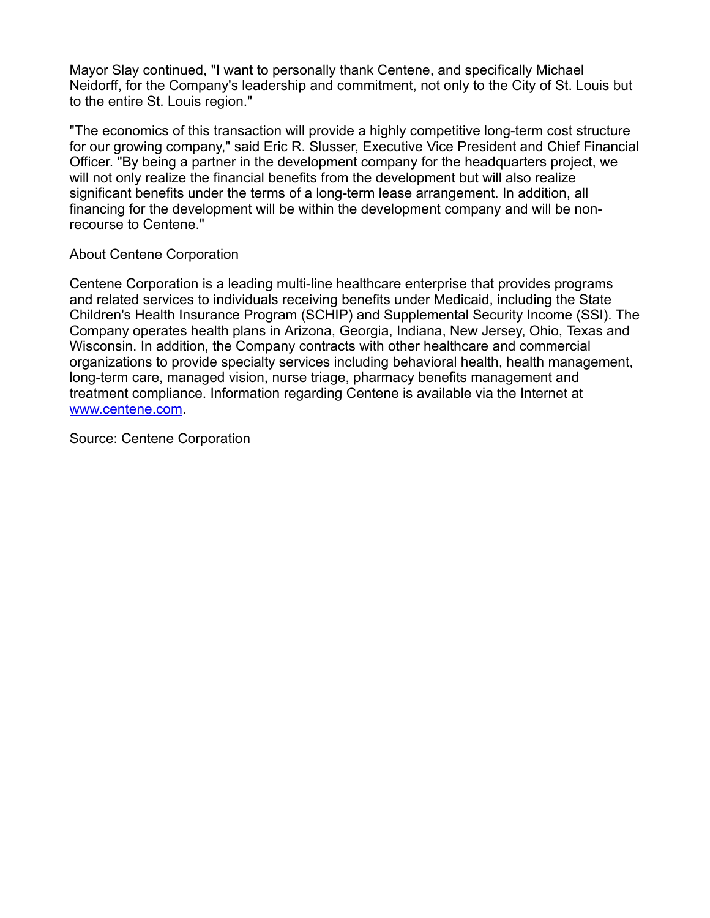Mayor Slay continued, "I want to personally thank Centene, and specifically Michael Neidorff, for the Company's leadership and commitment, not only to the City of St. Louis but to the entire St. Louis region."

"The economics of this transaction will provide a highly competitive long-term cost structure for our growing company," said Eric R. Slusser, Executive Vice President and Chief Financial Officer. "By being a partner in the development company for the headquarters project, we will not only realize the financial benefits from the development but will also realize significant benefits under the terms of a long-term lease arrangement. In addition, all financing for the development will be within the development company and will be non-recourse to Centene."

About Centene Corporation

Centene Corporation is a leading multi-line healthcare enterprise that provides programs and related services to individuals receiving benefits under Medicaid, including the State Children's Health Insurance Program (SCHIP) and Supplemental Security Income (SSI). The Company operates health plans in Arizona, Georgia, Indiana, New Jersey, Ohio, Texas and Wisconsin. In addition, the Company contracts with other healthcare and commercial organizations to provide specialty services including behavioral health, health management, long-term care, managed vision, nurse triage, pharmacy benefits management and treatment compliance. Information regarding Centene is available via the Internet at [www.centene.com](http://www.centene.com).

Source: Centene Corporation